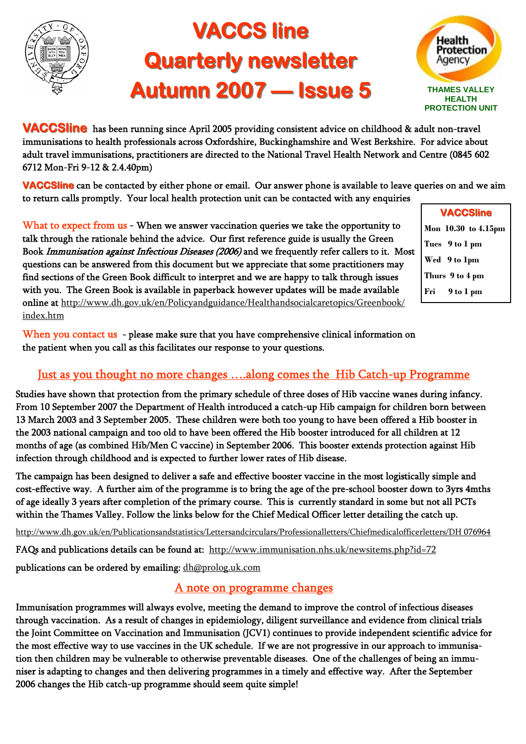# VACCS line
# Quarterly newsletter
# Autumn 2007 — Issue 5

THAMES VALLEY HEALTH PROTECTION UNIT

**VACCSline** has been running since April 2005 providing consistent advice on childhood & adult non-travel immunisations to health professionals across Oxfordshire, Buckinghamshire and West Berkshire. For advice about adult travel immunisations, practitioners are directed to the National Travel Health Network and Centre (0845 602 6712 Mon-Fri 9-12 & 2.4.40pm)

**VACCSline** can be contacted by either phone or email. Our answer phone is available to leave queries on and we aim to return calls promptly. Your local health protection unit can be contacted with any enquiries

| **VACCSline** |
|---|
| Mon 10.30 to 4.15pm |
| Tues 9 to 1 pm |
| Wed 9 to 1pm |
| Thurs 9 to 4 pm |
| Fri 9 to 1 pm |

What to expect from us - When we answer vaccination queries we take the opportunity to talk through the rationale behind the advice. Our first reference guide is usually the Green Book *Immunisation against Infectious Diseases (2006)* and we frequently refer callers to it. Most questions can be answered from this document but we appreciate that some practitioners may find sections of the Green Book difficult to interpret and we are happy to talk through issues with you. The Green Book is available in paperback however updates will be made available online at http://www.dh.gov.uk/en/Policyandguidance/Healthandsocialcaretopics/Greenbook/index.htm

When you contact us - please make sure that you have comprehensive clinical information on the patient when you call as this facilitates our response to your questions.

## Just as you thought no more changes ….along comes the Hib Catch-up Programme

Studies have shown that protection from the primary schedule of three doses of Hib vaccine wanes during infancy. From 10 September 2007 the Department of Health introduced a catch-up Hib campaign for children born between 13 March 2003 and 3 September 2005. These children were both too young to have been offered a Hib booster in the 2003 national campaign and too old to have been offered the Hib booster introduced for all children at 12 months of age (as combined Hib/Men C vaccine) in September 2006. This booster extends protection against Hib infection through childhood and is expected to further lower rates of Hib disease.

The campaign has been designed to deliver a safe and effective booster vaccine in the most logistically simple and cost-effective way. A further aim of the programme is to bring the age of the pre-school booster down to 3yrs 4mths of age ideally 3 years after completion of the primary course. This is currently standard in some but not all PCTs within the Thames Valley. Follow the links below for the Chief Medical Officer letter detailing the catch up.

http://www.dh.gov.uk/en/Publicationsandstatistics/Lettersandcirculars/Professionalletters/Chiefmedicalofficerletters/DH 076964

FAQs and publications details can be found at: http://www.immunisation.nhs.uk/newsitems.php?id=72

publications can be ordered by emailing: dh@prolog.uk.com

## A note on programme changes

Immunisation programmes will always evolve, meeting the demand to improve the control of infectious diseases through vaccination. As a result of changes in epidemiology, diligent surveillance and evidence from clinical trials the Joint Committee on Vaccination and Immunisation (JCV1) continues to provide independent scientific advice for the most effective way to use vaccines in the UK schedule. If we are not progressive in our approach to immunisation then children may be vulnerable to otherwise preventable diseases. One of the challenges of being an immuniser is adapting to changes and then delivering programmes in a timely and effective way. After the September 2006 changes the Hib catch-up programme should seem quite simple!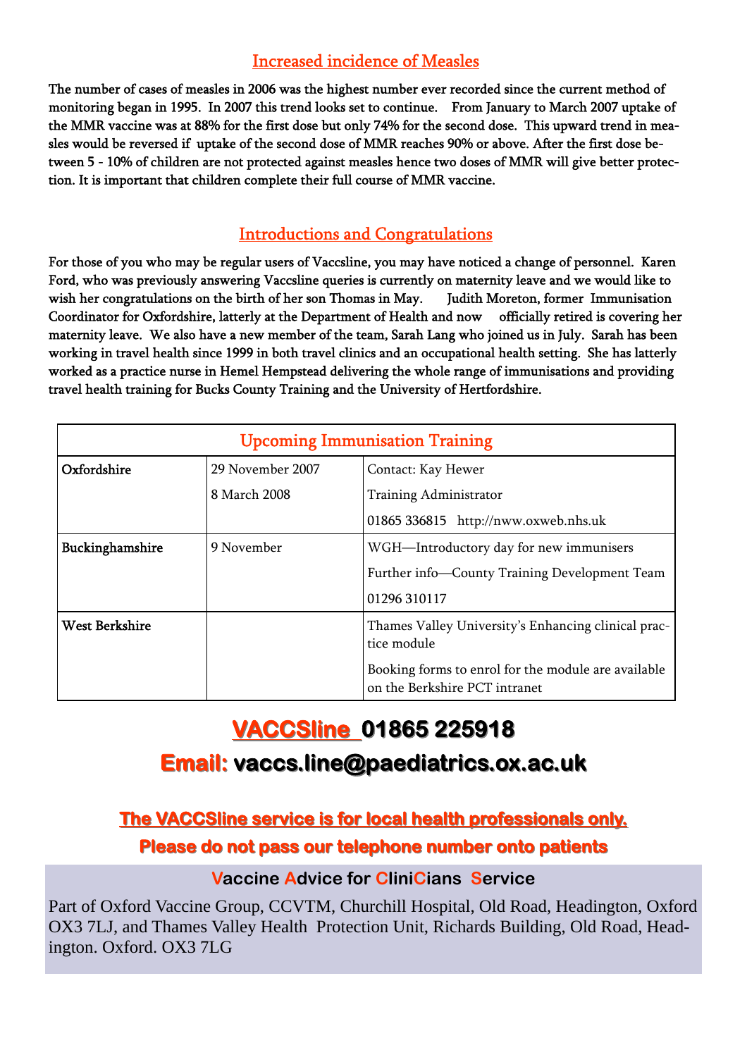## Increased incidence of Measles

The number of cases of measles in 2006 was the highest number ever recorded since the current method of monitoring began in 1995. In 2007 this trend looks set to continue. From January to March 2007 uptake of the MMR vaccine was at 88% for the first dose but only 74% for the second dose. This upward trend in measles would be reversed if uptake of the second dose of MMR reaches 90% or above. After the first dose between 5 - 10% of children are not protected against measles hence two doses of MMR will give better protection. It is important that children complete their full course of MMR vaccine.

## Introductions and Congratulations

For those of you who may be regular users of Vaccsline, you may have noticed a change of personnel. Karen Ford, who was previously answering Vaccsline queries is currently on maternity leave and we would like to wish her congratulations on the birth of her son Thomas in May. Judith Moreton, former Immunisation Coordinator for Oxfordshire, latterly at the Department of Health and now officially retired is covering her maternity leave. We also have a new member of the team, Sarah Lang who joined us in July. Sarah has been working in travel health since 1999 in both travel clinics and an occupational health setting. She has latterly worked as a practice nurse in Hemel Hempstead delivering the whole range of immunisations and providing travel health training for Bucks County Training and the University of Hertfordshire.

| Upcoming Immunisation Training | | |
|---|---|---|
| **Oxfordshire** | 29 November 2007<br>8 March 2008 | Contact: Kay Hewer<br>Training Administrator<br>01865 336815 http://nww.oxweb.nhs.uk |
| **Buckinghamshire** | 9 November | WGH—Introductory day for new immunisers<br>Further info—County Training Development Team<br>01296 310117 |
| **West Berkshire** | | Thames Valley University's Enhancing clinical practice module<br>Booking forms to enrol for the module are available on the Berkshire PCT intranet |

# VACCSline 01865 225918

# Email: vaccs.line@paediatrics.ox.ac.uk

**The VACCSline service is for local health professionals only.**

**Please do not pass our telephone number onto patients**

### Vaccine Advice for CliniCians Service

Part of Oxford Vaccine Group, CCVTM, Churchill Hospital, Old Road, Headington, Oxford OX3 7LJ, and Thames Valley Health Protection Unit, Richards Building, Old Road, Headington. Oxford. OX3 7LG